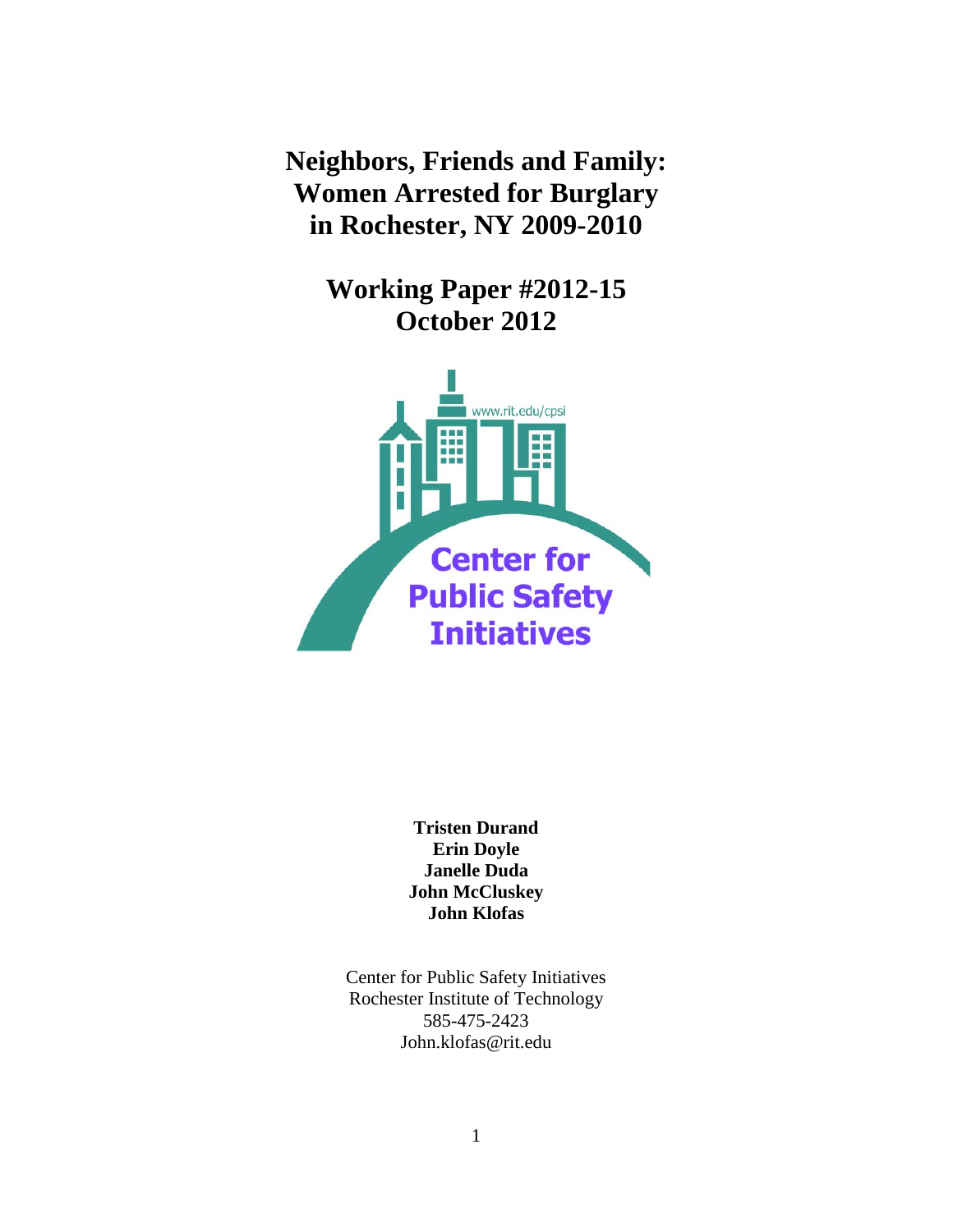# Neighbors, Friends and Family: Women Arrested for Burglary in Rochester, NY 2009-2010

## Working Paper #2012-15
## October 2012

**Tristen Durand**
**Erin Doyle**
**Janelle Duda**
**John McCluskey**
**John Klofas**

Center for Public Safety Initiatives
Rochester Institute of Technology
585-475-2423
John.klofas@rit.edu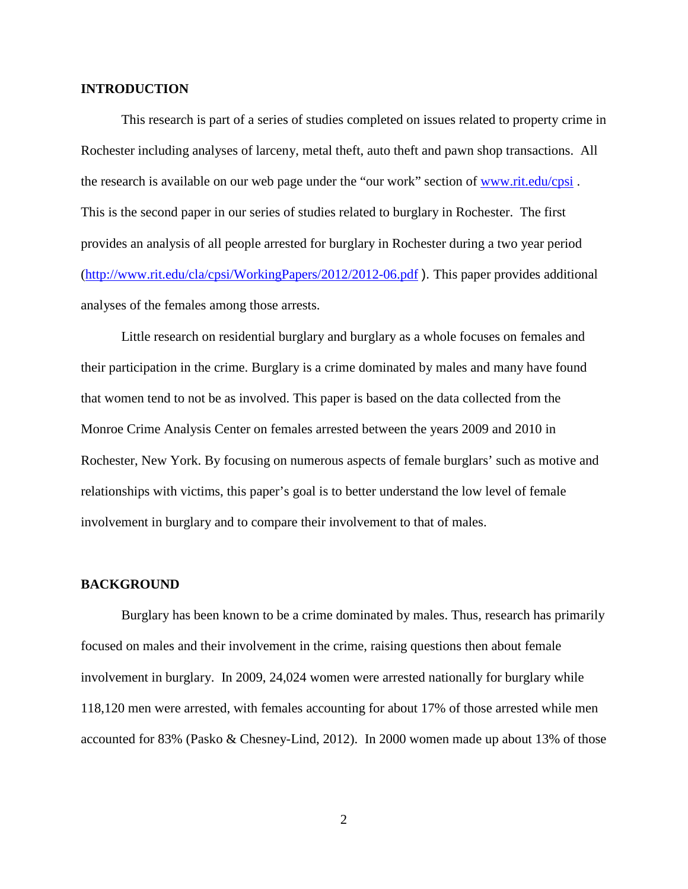## INTRODUCTION

This research is part of a series of studies completed on issues related to property crime in Rochester including analyses of larceny, metal theft, auto theft and pawn shop transactions. All the research is available on our web page under the "our work" section of [www.rit.edu/cpsi](www.rit.edu/cpsi) . This is the second paper in our series of studies related to burglary in Rochester. The first provides an analysis of all people arrested for burglary in Rochester during a two year period ([http://www.rit.edu/cla/cpsi/WorkingPapers/2012/2012-06.pdf](http://www.rit.edu/cla/cpsi/WorkingPapers/2012/2012-06.pdf) ). This paper provides additional analyses of the females among those arrests.

Little research on residential burglary and burglary as a whole focuses on females and their participation in the crime. Burglary is a crime dominated by males and many have found that women tend to not be as involved. This paper is based on the data collected from the Monroe Crime Analysis Center on females arrested between the years 2009 and 2010 in Rochester, New York. By focusing on numerous aspects of female burglars' such as motive and relationships with victims, this paper's goal is to better understand the low level of female involvement in burglary and to compare their involvement to that of males.

## BACKGROUND

Burglary has been known to be a crime dominated by males. Thus, research has primarily focused on males and their involvement in the crime, raising questions then about female involvement in burglary. In 2009, 24,024 women were arrested nationally for burglary while 118,120 men were arrested, with females accounting for about 17% of those arrested while men accounted for 83% (Pasko & Chesney-Lind, 2012). In 2000 women made up about 13% of those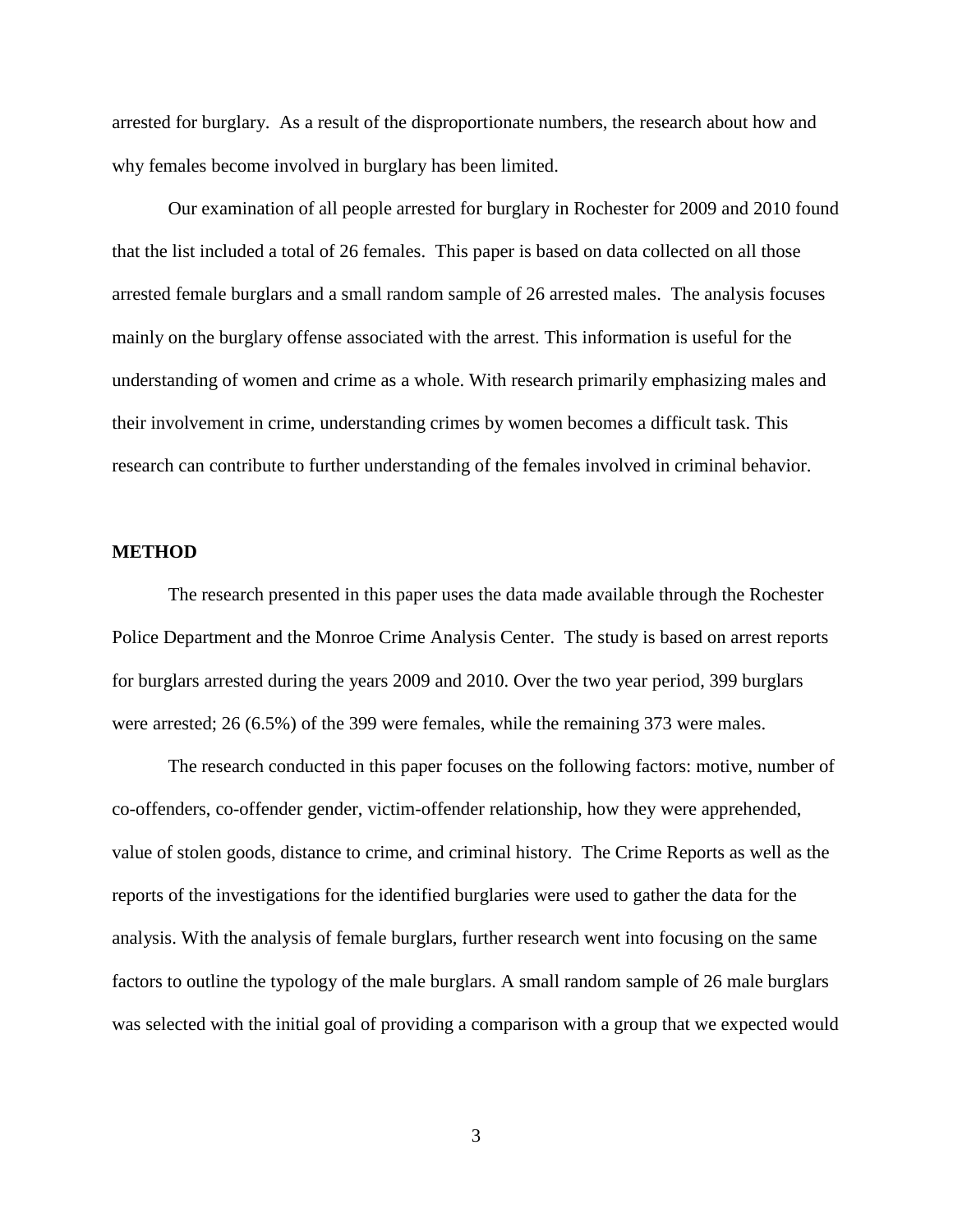arrested for burglary. As a result of the disproportionate numbers, the research about how and why females become involved in burglary has been limited.

Our examination of all people arrested for burglary in Rochester for 2009 and 2010 found that the list included a total of 26 females. This paper is based on data collected on all those arrested female burglars and a small random sample of 26 arrested males. The analysis focuses mainly on the burglary offense associated with the arrest. This information is useful for the understanding of women and crime as a whole. With research primarily emphasizing males and their involvement in crime, understanding crimes by women becomes a difficult task. This research can contribute to further understanding of the females involved in criminal behavior.

## METHOD

The research presented in this paper uses the data made available through the Rochester Police Department and the Monroe Crime Analysis Center. The study is based on arrest reports for burglars arrested during the years 2009 and 2010. Over the two year period, 399 burglars were arrested; 26 (6.5%) of the 399 were females, while the remaining 373 were males.

The research conducted in this paper focuses on the following factors: motive, number of co-offenders, co-offender gender, victim-offender relationship, how they were apprehended, value of stolen goods, distance to crime, and criminal history. The Crime Reports as well as the reports of the investigations for the identified burglaries were used to gather the data for the analysis. With the analysis of female burglars, further research went into focusing on the same factors to outline the typology of the male burglars. A small random sample of 26 male burglars was selected with the initial goal of providing a comparison with a group that we expected would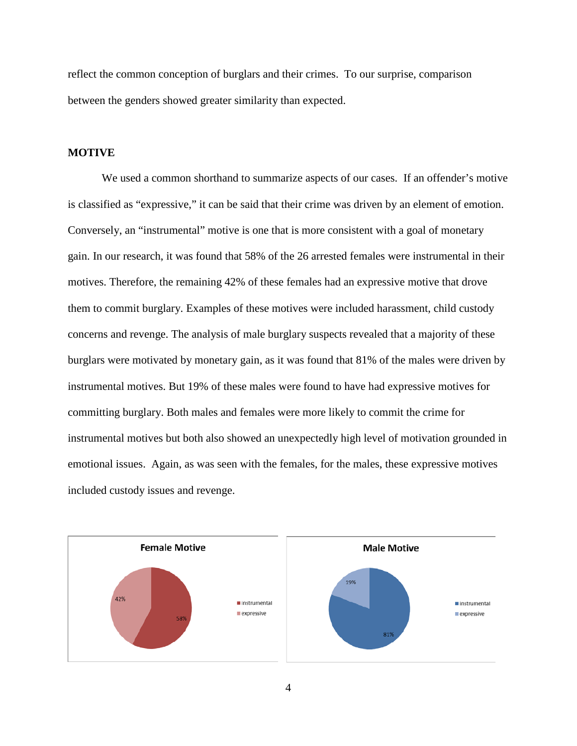reflect the common conception of burglars and their crimes. To our surprise, comparison between the genders showed greater similarity than expected.

**MOTIVE**

We used a common shorthand to summarize aspects of our cases. If an offender's motive is classified as "expressive," it can be said that their crime was driven by an element of emotion. Conversely, an "instrumental" motive is one that is more consistent with a goal of monetary gain. In our research, it was found that 58% of the 26 arrested females were instrumental in their motives. Therefore, the remaining 42% of these females had an expressive motive that drove them to commit burglary. Examples of these motives were included harassment, child custody concerns and revenge. The analysis of male burglary suspects revealed that a majority of these burglars were motivated by monetary gain, as it was found that 81% of the males were driven by instrumental motives. But 19% of these males were found to have had expressive motives for committing burglary. Both males and females were more likely to commit the crime for instrumental motives but both also showed an unexpectedly high level of motivation grounded in emotional issues. Again, as was seen with the females, for the males, these expressive motives included custody issues and revenge.

**Female Motive**

| Motive | Percentage |
|---|---|
| instrumental | 58% |
| expressive | 42% |

**Male Motive**

| Motive | Percentage |
|---|---|
| instrumental | 81% |
| expressive | 19% |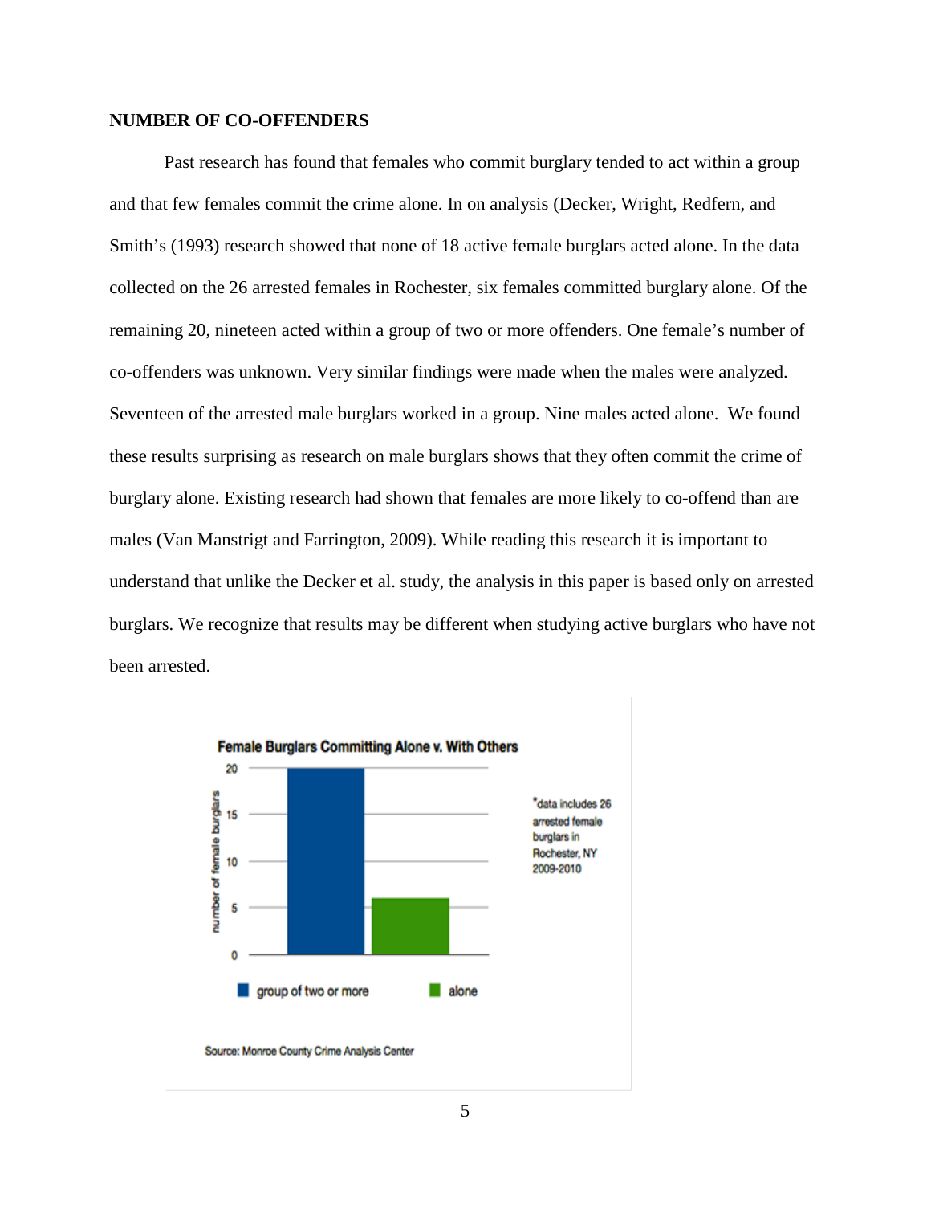**NUMBER OF CO-OFFENDERS**

Past research has found that females who commit burglary tended to act within a group and that few females commit the crime alone. In on analysis (Decker, Wright, Redfern, and Smith's (1993) research showed that none of 18 active female burglars acted alone. In the data collected on the 26 arrested females in Rochester, six females committed burglary alone. Of the remaining 20, nineteen acted within a group of two or more offenders. One female's number of co-offenders was unknown. Very similar findings were made when the males were analyzed. Seventeen of the arrested male burglars worked in a group. Nine males acted alone. We found these results surprising as research on male burglars shows that they often commit the crime of burglary alone. Existing research had shown that females are more likely to co-offend than are males (Van Manstrigt and Farrington, 2009). While reading this research it is important to understand that unlike the Decker et al. study, the analysis in this paper is based only on arrested burglars. We recognize that results may be different when studying active burglars who have not been arrested.

**Female Burglars Committing Alone v. With Others**

| | number of female burglars |
|---|---|
| group of two or more | 20 |
| alone | 6 |

*data includes 26 arrested female burglars in Rochester, NY 2009-2010

Source: Monroe County Crime Analysis Center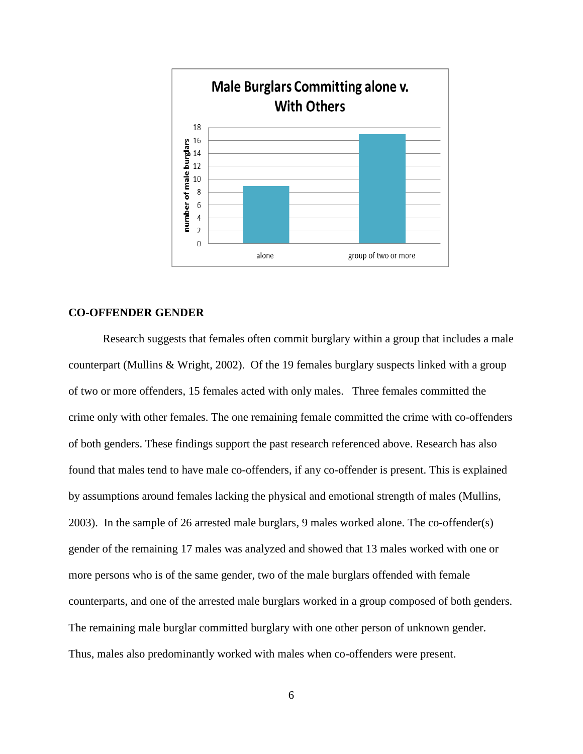**Male Burglars Committing alone v. With Others**

**CO-OFFENDER GENDER**

Research suggests that females often commit burglary within a group that includes a male counterpart (Mullins & Wright, 2002). Of the 19 females burglary suspects linked with a group of two or more offenders, 15 females acted with only males. Three females committed the crime only with other females. The one remaining female committed the crime with co-offenders of both genders. These findings support the past research referenced above. Research has also found that males tend to have male co-offenders, if any co-offender is present. This is explained by assumptions around females lacking the physical and emotional strength of males (Mullins, 2003). In the sample of 26 arrested male burglars, 9 males worked alone. The co-offender(s) gender of the remaining 17 males was analyzed and showed that 13 males worked with one or more persons who is of the same gender, two of the male burglars offended with female counterparts, and one of the arrested male burglars worked in a group composed of both genders. The remaining male burglar committed burglary with one other person of unknown gender. Thus, males also predominantly worked with males when co-offenders were present.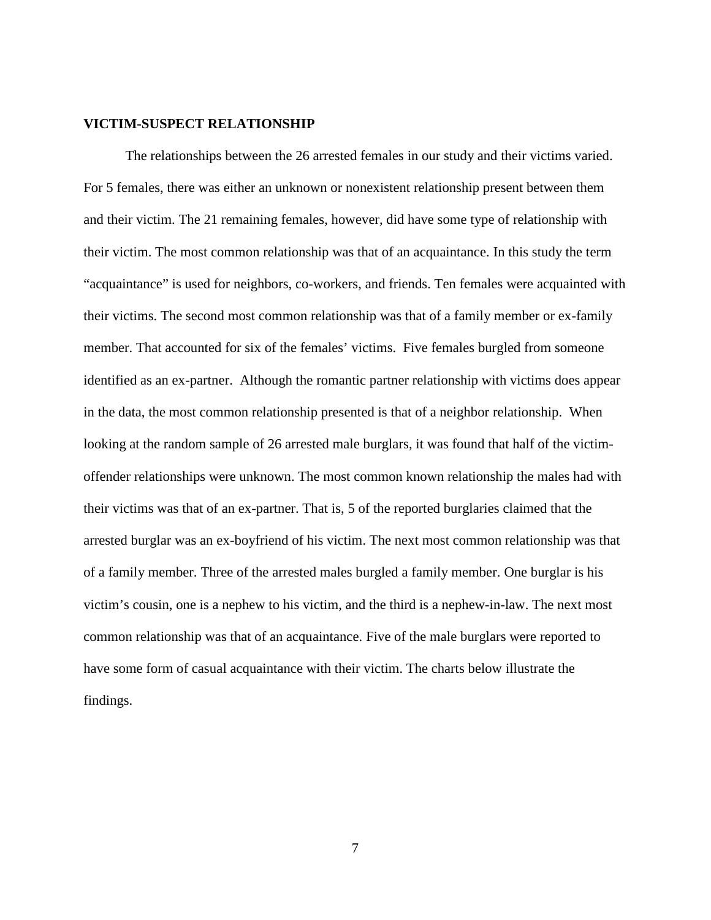## VICTIM-SUSPECT RELATIONSHIP

The relationships between the 26 arrested females in our study and their victims varied. For 5 females, there was either an unknown or nonexistent relationship present between them and their victim. The 21 remaining females, however, did have some type of relationship with their victim. The most common relationship was that of an acquaintance. In this study the term "acquaintance" is used for neighbors, co-workers, and friends. Ten females were acquainted with their victims. The second most common relationship was that of a family member or ex-family member. That accounted for six of the females' victims. Five females burgled from someone identified as an ex-partner. Although the romantic partner relationship with victims does appear in the data, the most common relationship presented is that of a neighbor relationship. When looking at the random sample of 26 arrested male burglars, it was found that half of the victim-offender relationships were unknown. The most common known relationship the males had with their victims was that of an ex-partner. That is, 5 of the reported burglaries claimed that the arrested burglar was an ex-boyfriend of his victim. The next most common relationship was that of a family member. Three of the arrested males burgled a family member. One burglar is his victim's cousin, one is a nephew to his victim, and the third is a nephew-in-law. The next most common relationship was that of an acquaintance. Five of the male burglars were reported to have some form of casual acquaintance with their victim. The charts below illustrate the findings.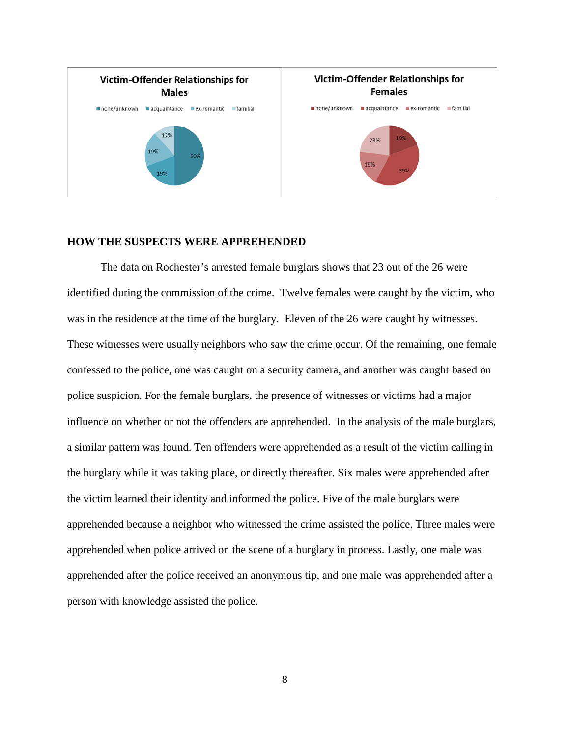Victim-Offender Relationships for Males

none/unknown | acquaintance | ex-romantic | familial

50% | 19% | 19% | 12%

Victim-Offender Relationships for Females

none/unknown | acquaintance | ex-romantic | familial

19% | 39% | 19% | 23%

## HOW THE SUSPECTS WERE APPREHENDED

The data on Rochester's arrested female burglars shows that 23 out of the 26 were identified during the commission of the crime. Twelve females were caught by the victim, who was in the residence at the time of the burglary. Eleven of the 26 were caught by witnesses. These witnesses were usually neighbors who saw the crime occur. Of the remaining, one female confessed to the police, one was caught on a security camera, and another was caught based on police suspicion. For the female burglars, the presence of witnesses or victims had a major influence on whether or not the offenders are apprehended. In the analysis of the male burglars, a similar pattern was found. Ten offenders were apprehended as a result of the victim calling in the burglary while it was taking place, or directly thereafter. Six males were apprehended after the victim learned their identity and informed the police. Five of the male burglars were apprehended because a neighbor who witnessed the crime assisted the police. Three males were apprehended when police arrived on the scene of a burglary in process. Lastly, one male was apprehended after the police received an anonymous tip, and one male was apprehended after a person with knowledge assisted the police.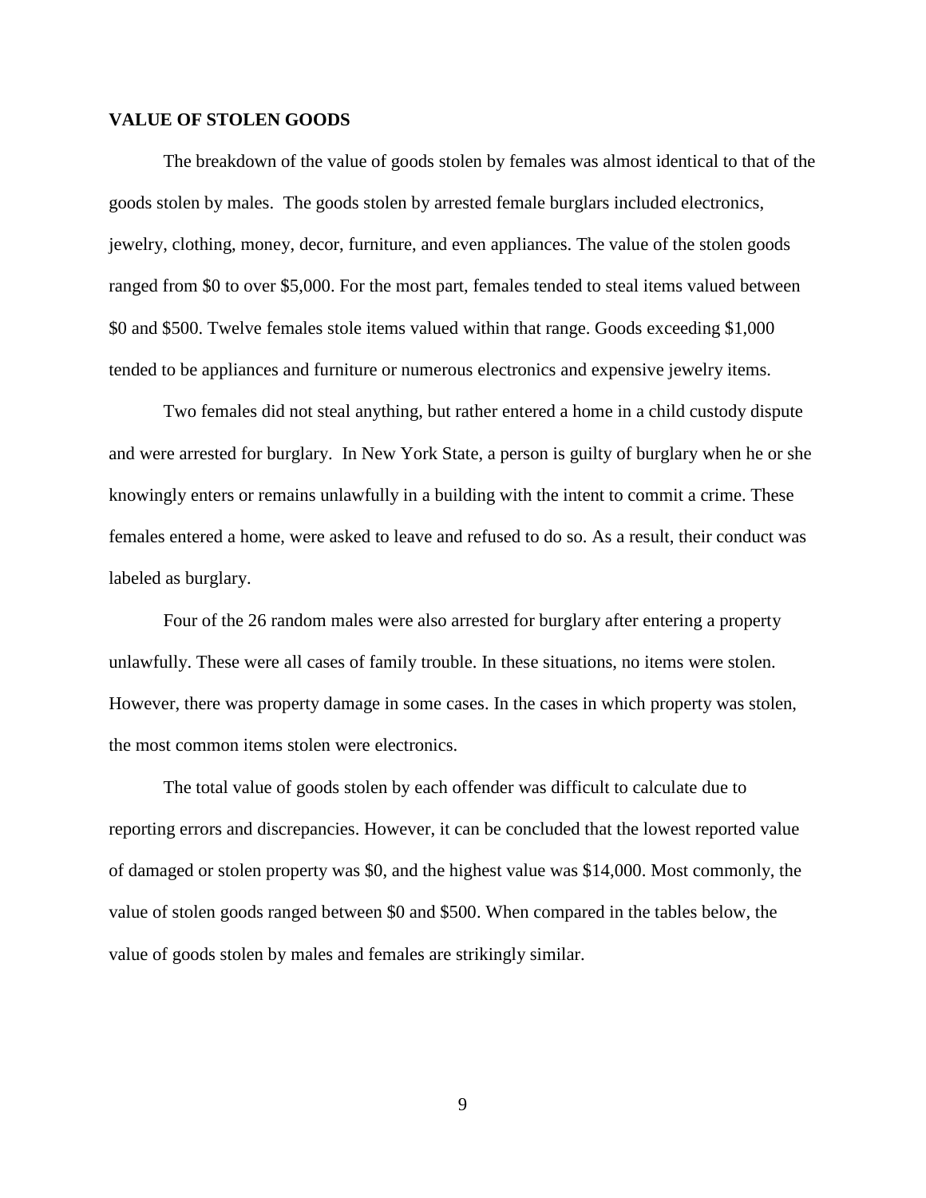## VALUE OF STOLEN GOODS

The breakdown of the value of goods stolen by females was almost identical to that of the goods stolen by males. The goods stolen by arrested female burglars included electronics, jewelry, clothing, money, decor, furniture, and even appliances. The value of the stolen goods ranged from $0 to over $5,000. For the most part, females tended to steal items valued between $0 and $500. Twelve females stole items valued within that range. Goods exceeding $1,000 tended to be appliances and furniture or numerous electronics and expensive jewelry items.

Two females did not steal anything, but rather entered a home in a child custody dispute and were arrested for burglary. In New York State, a person is guilty of burglary when he or she knowingly enters or remains unlawfully in a building with the intent to commit a crime. These females entered a home, were asked to leave and refused to do so. As a result, their conduct was labeled as burglary.

Four of the 26 random males were also arrested for burglary after entering a property unlawfully. These were all cases of family trouble. In these situations, no items were stolen. However, there was property damage in some cases. In the cases in which property was stolen, the most common items stolen were electronics.

The total value of goods stolen by each offender was difficult to calculate due to reporting errors and discrepancies. However, it can be concluded that the lowest reported value of damaged or stolen property was $0, and the highest value was $14,000. Most commonly, the value of stolen goods ranged between $0 and $500. When compared in the tables below, the value of goods stolen by males and females are strikingly similar.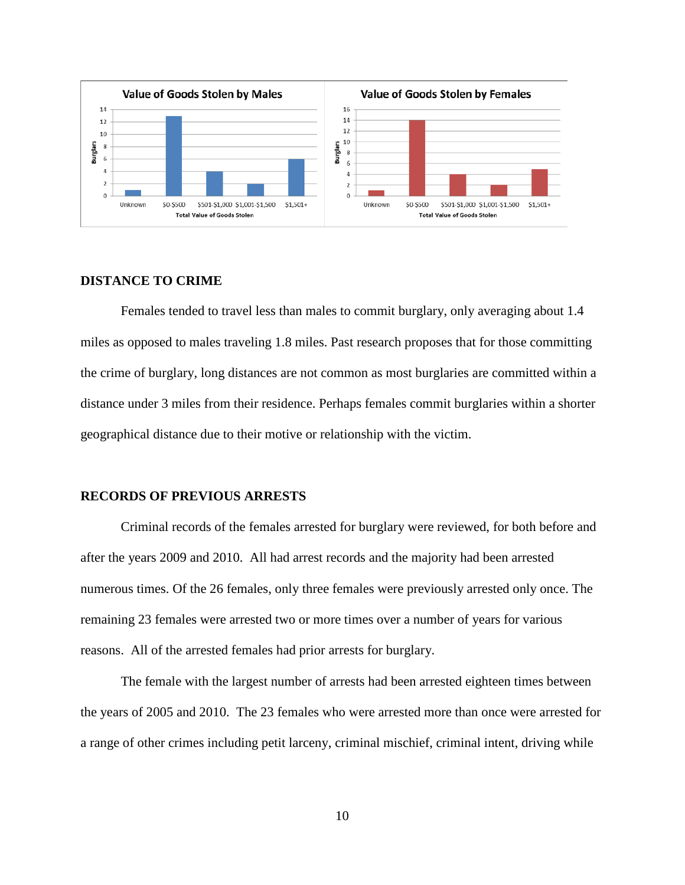**Value of Goods Stolen by Males**

| Total Value of Goods Stolen | Burglars |
| --- | --- |
| Unknown | 1 |
| $0-$500 | 13 |
| $501-$1,000 | 4 |
| $1,001-$1,500 | 2 |
| $1,501+ | 6 |

**Value of Goods Stolen by Females**

| Total Value of Goods Stolen | Burglars |
| --- | --- |
| Unknown | 1 |
| $0-$500 | 14 |
| $501-$1,000 | 4 |
| $1,001-$1,500 | 2 |
| $1,501+ | 5 |

## DISTANCE TO CRIME

Females tended to travel less than males to commit burglary, only averaging about 1.4 miles as opposed to males traveling 1.8 miles. Past research proposes that for those committing the crime of burglary, long distances are not common as most burglaries are committed within a distance under 3 miles from their residence. Perhaps females commit burglaries within a shorter geographical distance due to their motive or relationship with the victim.

## RECORDS OF PREVIOUS ARRESTS

Criminal records of the females arrested for burglary were reviewed, for both before and after the years 2009 and 2010. All had arrest records and the majority had been arrested numerous times. Of the 26 females, only three females were previously arrested only once. The remaining 23 females were arrested two or more times over a number of years for various reasons. All of the arrested females had prior arrests for burglary.

The female with the largest number of arrests had been arrested eighteen times between the years of 2005 and 2010. The 23 females who were arrested more than once were arrested for a range of other crimes including petit larceny, criminal mischief, criminal intent, driving while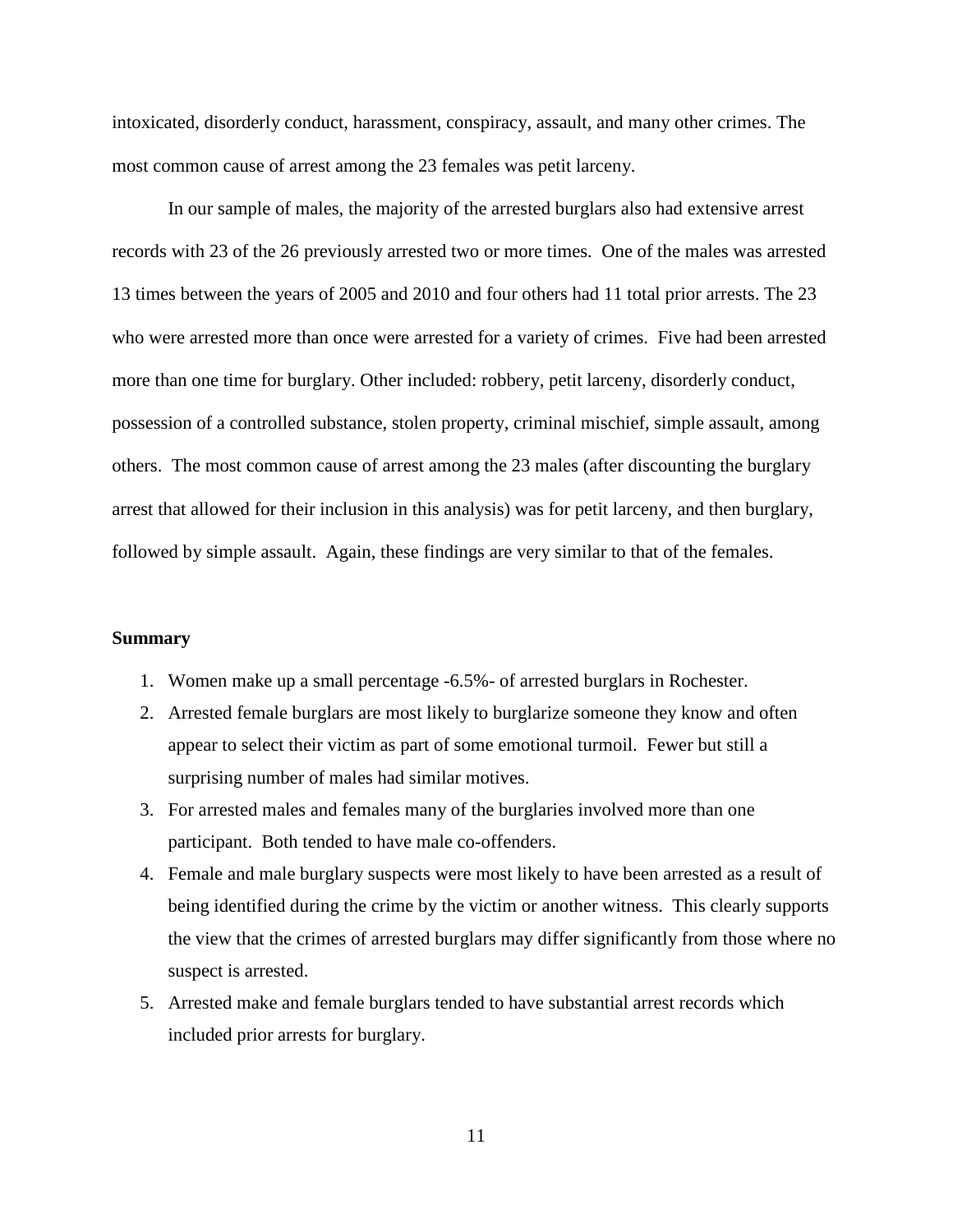intoxicated, disorderly conduct, harassment, conspiracy, assault, and many other crimes. The most common cause of arrest among the 23 females was petit larceny.

In our sample of males, the majority of the arrested burglars also had extensive arrest records with 23 of the 26 previously arrested two or more times. One of the males was arrested 13 times between the years of 2005 and 2010 and four others had 11 total prior arrests. The 23 who were arrested more than once were arrested for a variety of crimes. Five had been arrested more than one time for burglary. Other included: robbery, petit larceny, disorderly conduct, possession of a controlled substance, stolen property, criminal mischief, simple assault, among others. The most common cause of arrest among the 23 males (after discounting the burglary arrest that allowed for their inclusion in this analysis) was for petit larceny, and then burglary, followed by simple assault. Again, these findings are very similar to that of the females.

**Summary**

1. Women make up a small percentage -6.5%- of arrested burglars in Rochester.
2. Arrested female burglars are most likely to burglarize someone they know and often appear to select their victim as part of some emotional turmoil. Fewer but still a surprising number of males had similar motives.
3. For arrested males and females many of the burglaries involved more than one participant. Both tended to have male co-offenders.
4. Female and male burglary suspects were most likely to have been arrested as a result of being identified during the crime by the victim or another witness. This clearly supports the view that the crimes of arrested burglars may differ significantly from those where no suspect is arrested.
5. Arrested make and female burglars tended to have substantial arrest records which included prior arrests for burglary.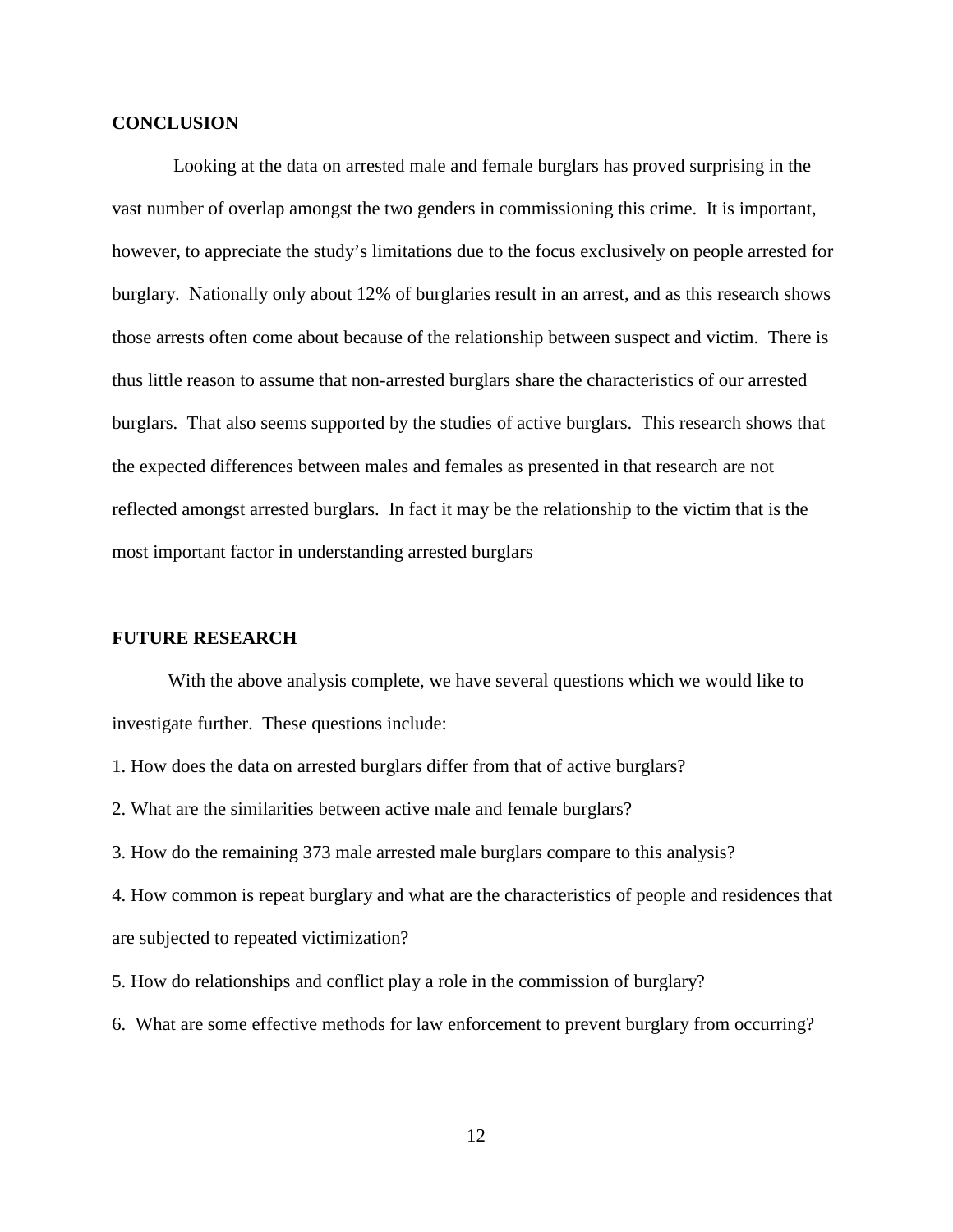## CONCLUSION

Looking at the data on arrested male and female burglars has proved surprising in the vast number of overlap amongst the two genders in commissioning this crime. It is important, however, to appreciate the study's limitations due to the focus exclusively on people arrested for burglary. Nationally only about 12% of burglaries result in an arrest, and as this research shows those arrests often come about because of the relationship between suspect and victim. There is thus little reason to assume that non-arrested burglars share the characteristics of our arrested burglars. That also seems supported by the studies of active burglars. This research shows that the expected differences between males and females as presented in that research are not reflected amongst arrested burglars. In fact it may be the relationship to the victim that is the most important factor in understanding arrested burglars

## FUTURE RESEARCH

With the above analysis complete, we have several questions which we would like to investigate further. These questions include:

1. How does the data on arrested burglars differ from that of active burglars?
2. What are the similarities between active male and female burglars?
3. How do the remaining 373 male arrested male burglars compare to this analysis?
4. How common is repeat burglary and what are the characteristics of people and residences that are subjected to repeated victimization?
5. How do relationships and conflict play a role in the commission of burglary?
6. What are some effective methods for law enforcement to prevent burglary from occurring?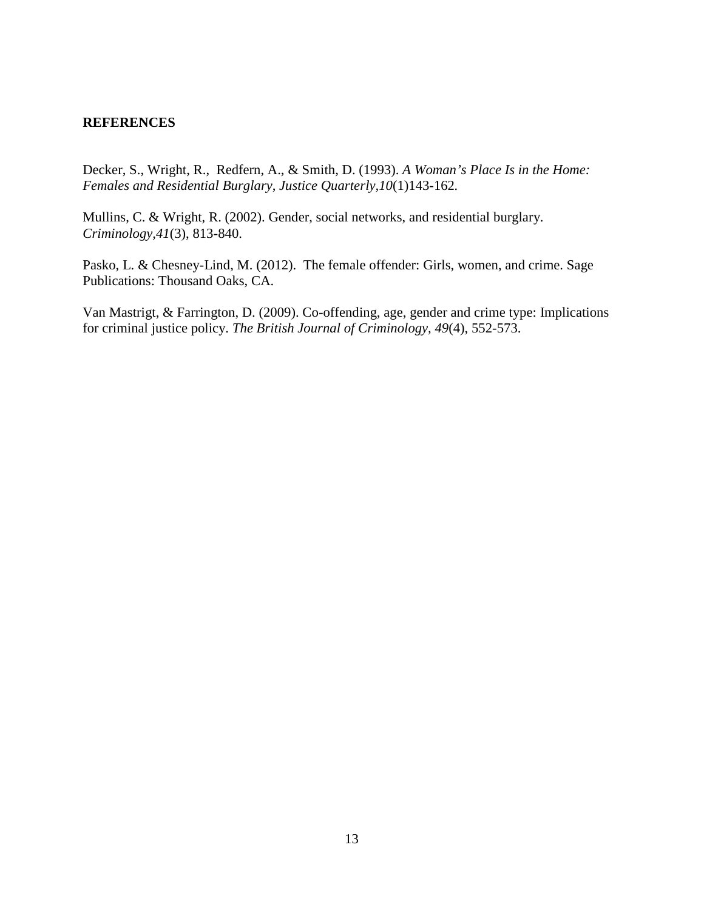**REFERENCES**

Decker, S., Wright, R., Redfern, A., & Smith, D. (1993). *A Woman's Place Is in the Home: Females and Residential Burglary*, *Justice Quarterly,10*(1)143-162.

Mullins, C. & Wright, R. (2002). Gender, social networks, and residential burglary. *Criminology,41*(3), 813-840.

Pasko, L. & Chesney-Lind, M. (2012). The female offender: Girls, women, and crime. Sage Publications: Thousand Oaks, CA.

Van Mastrigt, & Farrington, D. (2009). Co-offending, age, gender and crime type: Implications for criminal justice policy. *The British Journal of Criminology, 49*(4), 552-573.